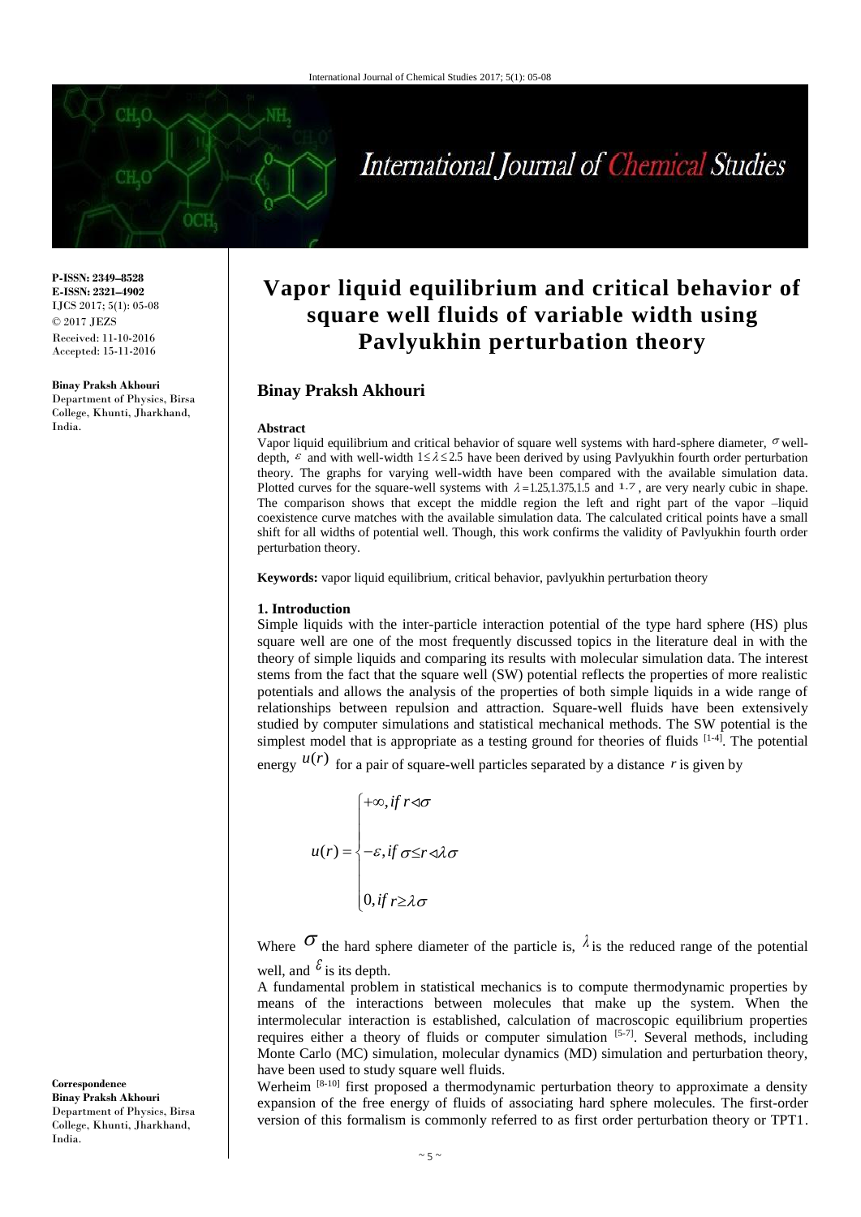**P-ISSN: 2349–8528**
**E-ISSN: 2321–4902**
IJCS 2017; 5(1): 05-08
© 2017 JEZS
Received: 11-10-2016
Accepted: 15-11-2016

**Binay Praksh Akhouri**
Department of Physics, Birsa College, Khunti, Jharkhand, India.

**Correspondence**
**Binay Praksh Akhouri**
Department of Physics, Birsa College, Khunti, Jharkhand, India.

# Vapor liquid equilibrium and critical behavior of square well fluids of variable width using Pavlyukhin perturbation theory

## Binay Praksh Akhouri

### Abstract

Vapor liquid equilibrium and critical behavior of square well systems with hard-sphere diameter, $\sigma$ well-depth, $\varepsilon$ and with well-width $1 \leq \lambda \leq 2.5$ have been derived by using Pavlyukhin fourth order perturbation theory. The graphs for varying well-width have been compared with the available simulation data. Plotted curves for the square-well systems with $\lambda = 1.25, 1.375, 1.5$ and $1.7$, are very nearly cubic in shape. The comparison shows that except the middle region the left and right part of the vapor –liquid coexistence curve matches with the available simulation data. The calculated critical points have a small shift for all widths of potential well. Though, this work confirms the validity of Pavlyukhin fourth order perturbation theory.

**Keywords:** vapor liquid equilibrium, critical behavior, pavlyukhin perturbation theory

### 1. Introduction

Simple liquids with the inter-particle interaction potential of the type hard sphere (HS) plus square well are one of the most frequently discussed topics in the literature deal in with the theory of simple liquids and comparing its results with molecular simulation data. The interest stems from the fact that the square well (SW) potential reflects the properties of more realistic potentials and allows the analysis of the properties of both simple liquids in a wide range of relationships between repulsion and attraction. Square-well fluids have been extensively studied by computer simulations and statistical mechanical methods. The SW potential is the simplest model that is appropriate as a testing ground for theories of fluids [1-4]. The potential energy $u(r)$ for a pair of square-well particles separated by a distance $r$ is given by

$$u(r) = \begin{cases} +\infty, if\ r < \sigma \\ -\varepsilon, if\ \sigma \leq r < \lambda\sigma \\ 0, if\ r \geq \lambda\sigma \end{cases}$$

Where $\sigma$ the hard sphere diameter of the particle is, $\lambda$ is the reduced range of the potential well, and $\varepsilon$ is its depth.

A fundamental problem in statistical mechanics is to compute thermodynamic properties by means of the interactions between molecules that make up the system. When the intermolecular interaction is established, calculation of macroscopic equilibrium properties requires either a theory of fluids or computer simulation [5-7]. Several methods, including Monte Carlo (MC) simulation, molecular dynamics (MD) simulation and perturbation theory, have been used to study square well fluids.

Werheim [8-10] first proposed a thermodynamic perturbation theory to approximate a density expansion of the free energy of fluids of associating hard sphere molecules. The first-order version of this formalism is commonly referred to as first order perturbation theory or TPT1.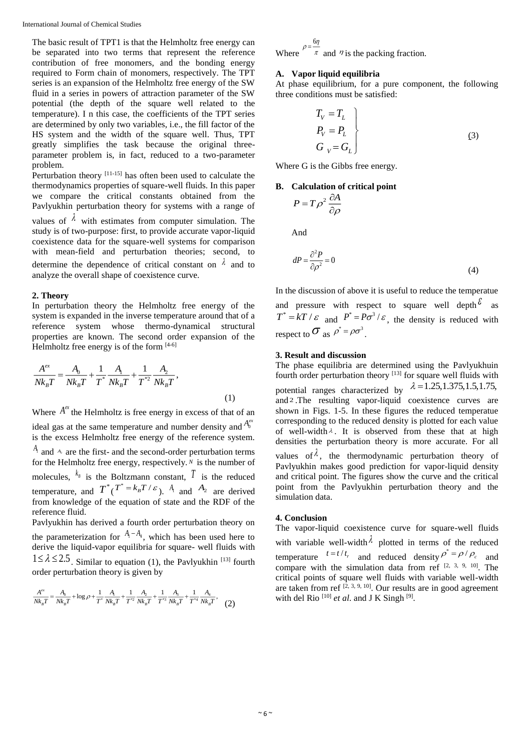The basic result of TPT1 is that the Helmholtz free energy can be separated into two terms that represent the reference contribution of free monomers, and the bonding energy required to Form chain of monomers, respectively. The TPT series is an expansion of the Helmholtz free energy of the SW fluid in a series in powers of attraction parameter of the SW potential (the depth of the square well related to the temperature). I n this case, the coefficients of the TPT series are determined by only two variables, i.e., the fill factor of the HS system and the width of the square well. Thus, TPT greatly simplifies the task because the original three-parameter problem is, in fact, reduced to a two-parameter problem.

Perturbation theory [11-15] has often been used to calculate the thermodynamics properties of square-well fluids. In this paper we compare the critical constants obtained from the Pavlyukhin perturbation theory for systems with a range of values of $\lambda$ with estimates from computer simulation. The study is of two-purpose: first, to provide accurate vapor-liquid coexistence data for the square-well systems for comparison with mean-field and perturbation theories; second, to determine the dependence of critical constant on $\lambda$ and to analyze the overall shape of coexistence curve.

## 2. Theory

In perturbation theory the Helmholtz free energy of the system is expanded in the inverse temperature around that of a reference system whose thermo-dynamical structural properties are known. The second order expansion of the Helmholtz free energy is of the form [4-6]

$$\frac{A^{ex}}{Nk_BT} = \frac{A_0}{Nk_BT} + \frac{1}{T^*}\frac{A_1}{Nk_BT} + \frac{1}{T^{*2}}\frac{A_2}{Nk_BT}, \quad (1)$$

Where $A^{ex}$ the Helmholtz is free energy in excess of that of an ideal gas at the same temperature and number density and $A_0^{ex}$ is the excess Helmholtz free energy of the reference system. $A_1$ and $A_2$ are the first- and the second-order perturbation terms for the Helmholtz free energy, respectively. $N$ is the number of molecules, $k_B$ is the Boltzmann constant, $T$ is the reduced temperature, and $T^*$ ($T^* = k_BT/\varepsilon$). $A_1$ and $A_2$ are derived from knowledge of the equation of state and the RDF of the reference fluid.

Pavlyukhin has derived a fourth order perturbation theory on the parameterization for $A_1 - A_4$, which has been used here to derive the liquid-vapor equilibria for square- well fluids with $1 \le \lambda \le 2.5$. Similar to equation (1), the Pavlyukhin [13] fourth order perturbation theory is given by

$$\frac{A^{ex}}{Nk_BT} = \frac{A_0}{Nk_BT} + \log\rho + \frac{1}{T^*}\frac{A_1}{Nk_BT} + \frac{1}{T^{*2}}\frac{A_2}{Nk_BT} + \frac{1}{T^{*3}}\frac{A_3}{Nk_BT} + \frac{1}{T^{*4}}\frac{A_4}{Nk_BT}, \quad (2)$$

Where $\rho = \frac{6\eta}{\pi}$ and $\eta$ is the packing fraction.

### A. Vapor liquid equilibria

At phase equilibrium, for a pure component, the following three conditions must be satisfied:

$$\left.\begin{aligned} T_V &= T_L \\ P_V &= P_L \\ G_V &= G_L \end{aligned}\right\} \quad (3)$$

Where G is the Gibbs free energy.

### B. Calculation of critical point

$$P = T\rho^2 \frac{\partial A}{\partial \rho}$$

And

$$dP = \frac{\partial^2 P}{\partial \rho^2} = 0 \quad (4)$$

In the discussion of above it is useful to reduce the temperatue and pressure with respect to square well depth $\varepsilon$ as $T^* = kT/\varepsilon$ and $P^* = P\sigma^3/\varepsilon$, the density is reduced with respect to $\sigma$ as $\rho^* = \rho\sigma^3$.

## 3. Result and discussion

The phase equilibria are determined using the Pavlyukhuin fourth order perturbation theory [13] for square well fluids with potential ranges characterized by $\lambda = 1.25, 1.375, 1.5, 1.75,$ and $2$. The resulting vapor-liquid coexistence curves are shown in Figs. 1-5. In these figures the reduced temperatue corresponding to the reduced density is plotted for each value of well-width $\lambda$. It is observed from these that at high densities the perturbation theory is more accurate. For all values of $\lambda$, the thermodynamic perturbation theory of Pavlyukhin makes good prediction for vapor-liquid density and critical point. The figures show the curve and the critical point from the Pavlyukhin perturbation theory and the simulation data.

## 4. Conclusion

The vapor-liquid coexistence curve for square-well fluids with variable well-width $\lambda$ plotted in terms of the reduced temperature $t = t/t_r$ and reduced density $\rho^* = \rho/\rho_c$ and compare with the simulation data from ref [2, 3, 9, 10]. The critical points of square well fluids with variable well-width are taken from ref [2, 3, 9, 10]. Our results are in good agreement with del Rio [10] *et al.* and J K Singh [9].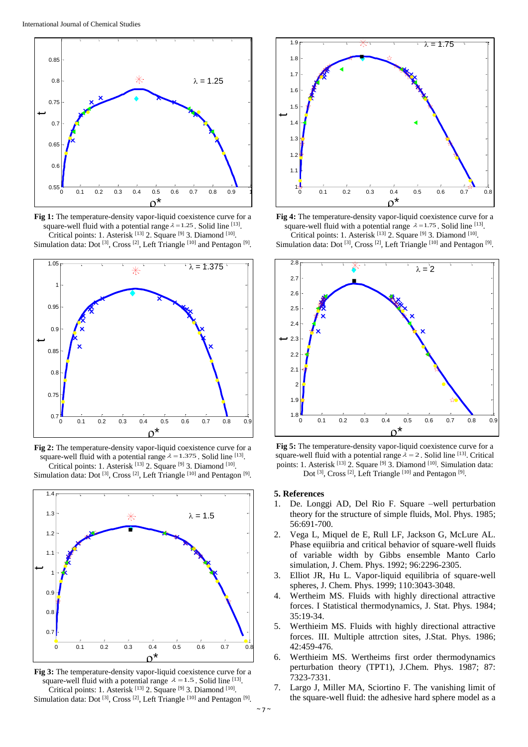**Fig 1:** The temperature-density vapor-liquid coexistence curve for a square-well fluid with a potential range $\lambda = 1.25$. Solid line [13]. Critical points: 1. Asterisk [13] 2. Square [9] 3. Diamond [10]. Simulation data: Dot [3], Cross [2], Left Triangle [10] and Pentagon [9].

**Fig 2:** The temperature-density vapor-liquid coexistence curve for a square-well fluid with a potential range $\lambda = 1.375$. Solid line [13]. Critical points: 1. Asterisk [13] 2. Square [9] 3. Diamond [10]. Simulation data: Dot [3], Cross [2], Left Triangle [10] and Pentagon [9].

**Fig 3:** The temperature-density vapor-liquid coexistence curve for a square-well fluid with a potential range $\lambda = 1.5$. Solid line [13]. Critical points: 1. Asterisk [13] 2. Square [9] 3. Diamond [10]. Simulation data: Dot [3], Cross [2], Left Triangle [10] and Pentagon [9].

**Fig 4:** The temperature-density vapor-liquid coexistence curve for a square-well fluid with a potential range $\lambda = 1.75$. Solid line [13]. Critical points: 1. Asterisk [13] 2. Square [9] 3. Diamond [10]. Simulation data: Dot [3], Cross [2], Left Triangle [10] and Pentagon [9].

**Fig 5:** The temperature-density vapor-liquid coexistence curve for a square-well fluid with a potential range $\lambda = 2$. Solid line [13]. Critical points: 1. Asterisk [13] 2. Square [9] 3. Diamond [10]. Simulation data: Dot [3], Cross [2], Left Triangle [10] and Pentagon [9].

## 5. References

1. De. Longgi AD, Del Rio F. Square –well perturbation theory for the structure of simple fluids, Mol. Phys. 1985; 56:691-700.
2. Vega L, Miquel de E, Rull LF, Jackson G, McLure AL. Phase equiibria and critical behavior of square-well fluids of variable width by Gibbs ensemble Manto Carlo simulation, J. Chem. Phys. 1992; 96:2296-2305.
3. Elliot JR, Hu L. Vapor-liquid equilibria of square-well spheres, J. Chem. Phys. 1999; 110:3043-3048.
4. Wertheim MS. Fluids with highly directional attractive forces. I Statistical thermodynamics, J. Stat. Phys. 1984; 35:19-34.
5. Werthieim MS. Fluids with highly directional attractive forces. III. Multiple attrction sites, J.Stat. Phys. 1986; 42:459-476.
6. Werthieim MS. Wertheims first order thermodynamics perturbation theory (TPT1), J.Chem. Phys. 1987; 87: 7323-7331.
7. Largo J, Miller MA, Sciortino F. The vanishing limit of the square-well fluid: the adhesive hard sphere model as a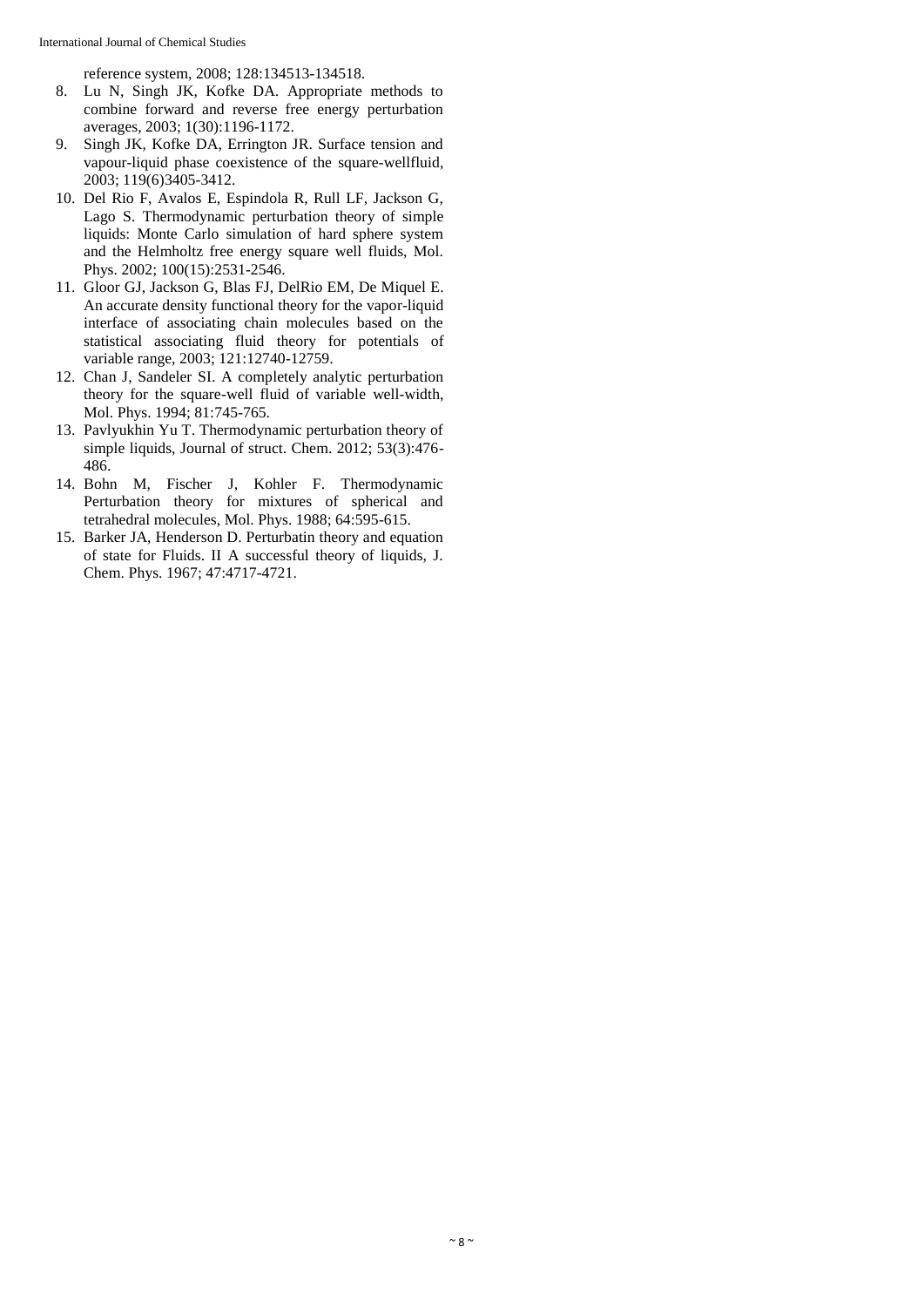reference system, 2008; 128:134513-134518.

8. Lu N, Singh JK, Kofke DA. Appropriate methods to combine forward and reverse free energy perturbation averages, 2003; 1(30):1196-1172.
9. Singh JK, Kofke DA, Errington JR. Surface tension and vapour-liquid phase coexistence of the square-wellfluid, 2003; 119(6)3405-3412.
10. Del Rio F, Avalos E, Espindola R, Rull LF, Jackson G, Lago S. Thermodynamic perturbation theory of simple liquids: Monte Carlo simulation of hard sphere system and the Helmholtz free energy square well fluids, Mol. Phys. 2002; 100(15):2531-2546.
11. Gloor GJ, Jackson G, Blas FJ, DelRio EM, De Miquel E. An accurate density functional theory for the vapor-liquid interface of associating chain molecules based on the statistical associating fluid theory for potentials of variable range, 2003; 121:12740-12759.
12. Chan J, Sandeler SI. A completely analytic perturbation theory for the square-well fluid of variable well-width, Mol. Phys. 1994; 81:745-765.
13. Pavlyukhin Yu T. Thermodynamic perturbation theory of simple liquids, Journal of struct. Chem. 2012; 53(3):476-486.
14. Bohn M, Fischer J, Kohler F. Thermodynamic Perturbation theory for mixtures of spherical and tetrahedral molecules, Mol. Phys. 1988; 64:595-615.
15. Barker JA, Henderson D. Perturbatin theory and equation of state for Fluids. II A successful theory of liquids, J. Chem. Phys. 1967; 47:4717-4721.